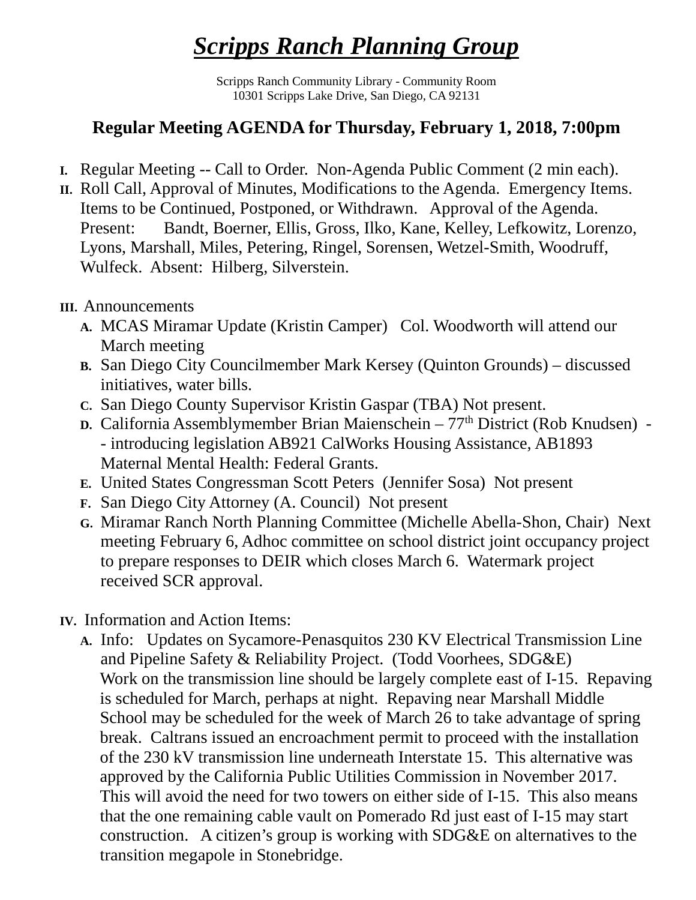# ***Scripps Ranch Planning Group***

Scripps Ranch Community Library - Community Room
10301 Scripps Lake Drive, San Diego, CA 92131

## Regular Meeting AGENDA for Thursday, February 1, 2018, 7:00pm

- **I.** Regular Meeting -- Call to Order. Non-Agenda Public Comment (2 min each).
- **II.** Roll Call, Approval of Minutes, Modifications to the Agenda. Emergency Items. Items to be Continued, Postponed, or Withdrawn. Approval of the Agenda. Present: Bandt, Boerner, Ellis, Gross, Ilko, Kane, Kelley, Lefkowitz, Lorenzo, Lyons, Marshall, Miles, Petering, Ringel, Sorensen, Wetzel-Smith, Woodruff, Wulfeck. Absent: Hilberg, Silverstein.

- **III.** Announcements
  - **A.** MCAS Miramar Update (Kristin Camper) Col. Woodworth will attend our March meeting
  - **B.** San Diego City Councilmember Mark Kersey (Quinton Grounds) – discussed initiatives, water bills.
  - **C.** San Diego County Supervisor Kristin Gaspar (TBA) Not present.
  - **D.** California Assemblymember Brian Maienschein – 77th District (Rob Knudsen) -- introducing legislation AB921 CalWorks Housing Assistance, AB1893 Maternal Mental Health: Federal Grants.
  - **E.** United States Congressman Scott Peters (Jennifer Sosa) Not present
  - **F.** San Diego City Attorney (A. Council) Not present
  - **G.** Miramar Ranch North Planning Committee (Michelle Abella-Shon, Chair) Next meeting February 6, Adhoc committee on school district joint occupancy project to prepare responses to DEIR which closes March 6. Watermark project received SCR approval.

- **IV.** Information and Action Items:
  - **A.** Info: Updates on Sycamore-Penasquitos 230 KV Electrical Transmission Line and Pipeline Safety & Reliability Project. (Todd Voorhees, SDG&E)
    Work on the transmission line should be largely complete east of I-15. Repaving is scheduled for March, perhaps at night. Repaving near Marshall Middle School may be scheduled for the week of March 26 to take advantage of spring break. Caltrans issued an encroachment permit to proceed with the installation of the 230 kV transmission line underneath Interstate 15. This alternative was approved by the California Public Utilities Commission in November 2017. This will avoid the need for two towers on either side of I-15. This also means that the one remaining cable vault on Pomerado Rd just east of I-15 may start construction. A citizen's group is working with SDG&E on alternatives to the transition megapole in Stonebridge.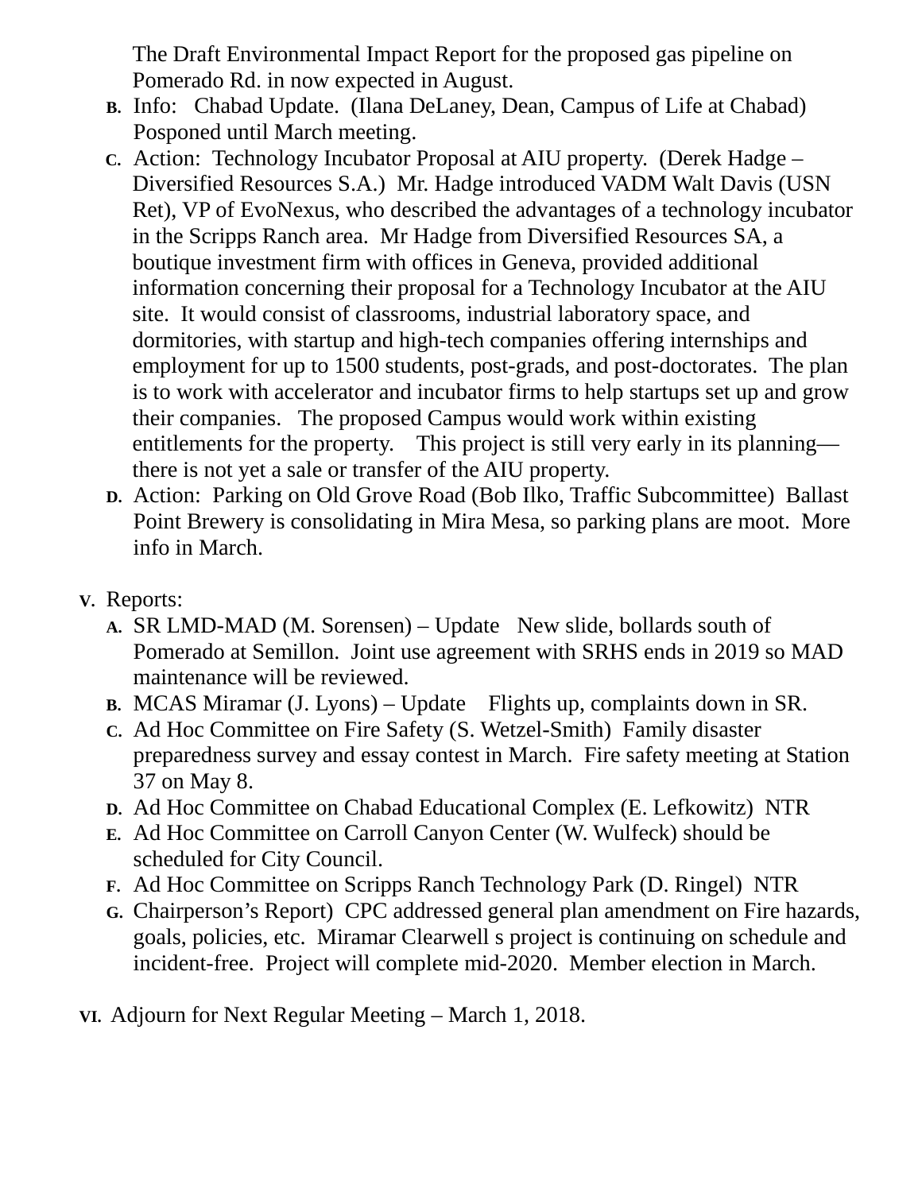The Draft Environmental Impact Report for the proposed gas pipeline on Pomerado Rd. in now expected in August.

B. Info: Chabad Update. (Ilana DeLaney, Dean, Campus of Life at Chabad) Posponed until March meeting.

C. Action: Technology Incubator Proposal at AIU property. (Derek Hadge – Diversified Resources S.A.) Mr. Hadge introduced VADM Walt Davis (USN Ret), VP of EvoNexus, who described the advantages of a technology incubator in the Scripps Ranch area. Mr Hadge from Diversified Resources SA, a boutique investment firm with offices in Geneva, provided additional information concerning their proposal for a Technology Incubator at the AIU site. It would consist of classrooms, industrial laboratory space, and dormitories, with startup and high-tech companies offering internships and employment for up to 1500 students, post-grads, and post-doctorates. The plan is to work with accelerator and incubator firms to help startups set up and grow their companies. The proposed Campus would work within existing entitlements for the property. This project is still very early in its planning—there is not yet a sale or transfer of the AIU property.

D. Action: Parking on Old Grove Road (Bob Ilko, Traffic Subcommittee) Ballast Point Brewery is consolidating in Mira Mesa, so parking plans are moot. More info in March.

V. Reports:

A. SR LMD-MAD (M. Sorensen) – Update New slide, bollards south of Pomerado at Semillon. Joint use agreement with SRHS ends in 2019 so MAD maintenance will be reviewed.

B. MCAS Miramar (J. Lyons) – Update Flights up, complaints down in SR.

C. Ad Hoc Committee on Fire Safety (S. Wetzel-Smith) Family disaster preparedness survey and essay contest in March. Fire safety meeting at Station 37 on May 8.

D. Ad Hoc Committee on Chabad Educational Complex (E. Lefkowitz) NTR

E. Ad Hoc Committee on Carroll Canyon Center (W. Wulfeck) should be scheduled for City Council.

F. Ad Hoc Committee on Scripps Ranch Technology Park (D. Ringel) NTR

G. Chairperson's Report) CPC addressed general plan amendment on Fire hazards, goals, policies, etc. Miramar Clearwell s project is continuing on schedule and incident-free. Project will complete mid-2020. Member election in March.

VI. Adjourn for Next Regular Meeting – March 1, 2018.